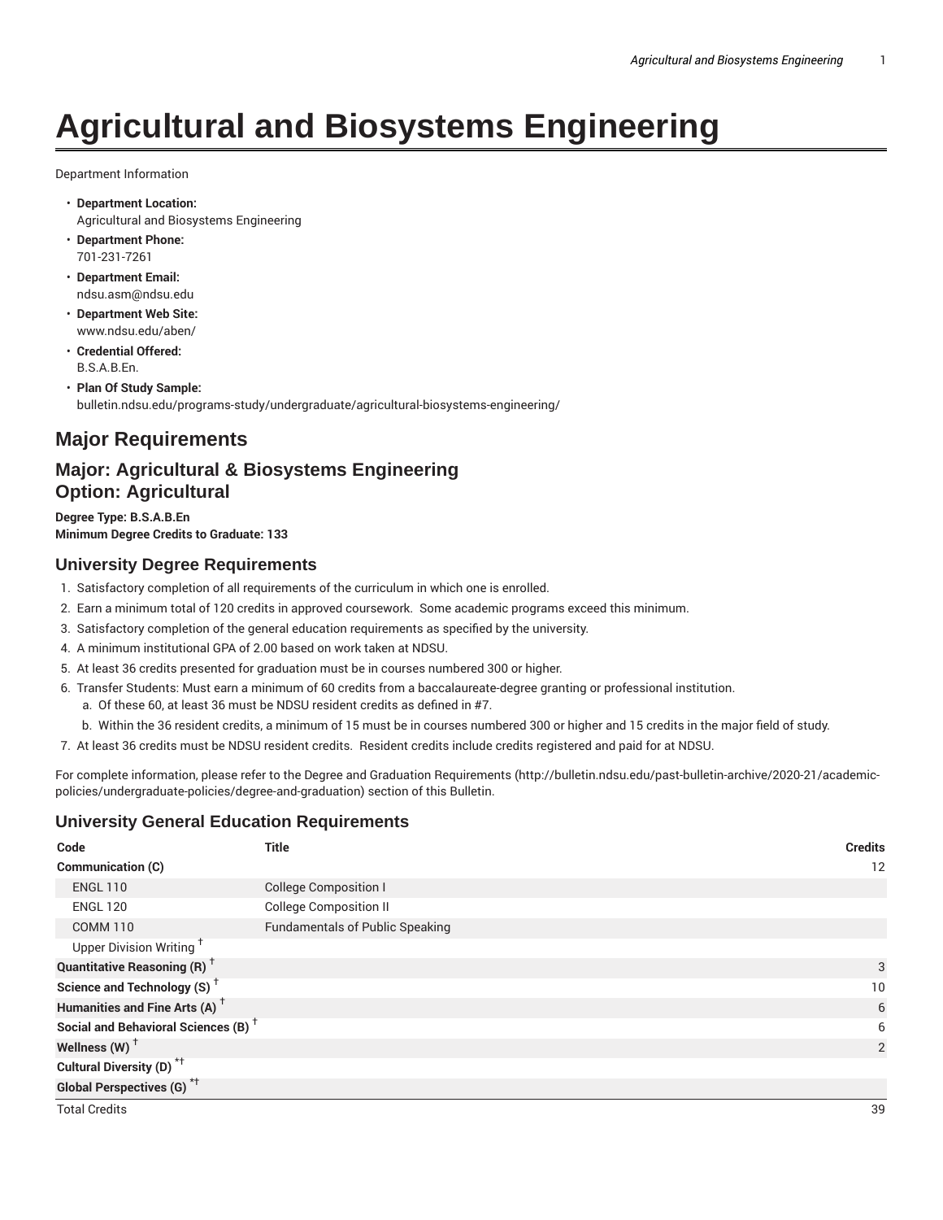# Agricultural and Biosystems Engineering

Department Information

- **Department Location:**
  Agricultural and Biosystems Engineering
- **Department Phone:**
  701-231-7261
- **Department Email:**
  ndsu.asm@ndsu.edu
- **Department Web Site:**
  www.ndsu.edu/aben/
- **Credential Offered:**
  B.S.A.B.En.
- **Plan Of Study Sample:**
  bulletin.ndsu.edu/programs-study/undergraduate/agricultural-biosystems-engineering/

## Major Requirements

## Major: Agricultural & Biosystems Engineering
## Option: Agricultural

**Degree Type: B.S.A.B.En**
**Minimum Degree Credits to Graduate: 133**

### University Degree Requirements

1. Satisfactory completion of all requirements of the curriculum in which one is enrolled.
2. Earn a minimum total of 120 credits in approved coursework. Some academic programs exceed this minimum.
3. Satisfactory completion of the general education requirements as specified by the university.
4. A minimum institutional GPA of 2.00 based on work taken at NDSU.
5. At least 36 credits presented for graduation must be in courses numbered 300 or higher.
6. Transfer Students: Must earn a minimum of 60 credits from a baccalaureate-degree granting or professional institution.
   a. Of these 60, at least 36 must be NDSU resident credits as defined in #7.
   b. Within the 36 resident credits, a minimum of 15 must be in courses numbered 300 or higher and 15 credits in the major field of study.
7. At least 36 credits must be NDSU resident credits. Resident credits include credits registered and paid for at NDSU.

For complete information, please refer to the Degree and Graduation Requirements (http://bulletin.ndsu.edu/past-bulletin-archive/2020-21/academic-policies/undergraduate-policies/degree-and-graduation) section of this Bulletin.

### University General Education Requirements

| Code | Title | Credits |
|---|---|---|
| **Communication (C)** | | 12 |
| ENGL 110 | College Composition I | |
| ENGL 120 | College Composition II | |
| COMM 110 | Fundamentals of Public Speaking | |
| Upper Division Writing † | | |
| **Quantitative Reasoning (R) †** | | 3 |
| **Science and Technology (S) †** | | 10 |
| **Humanities and Fine Arts (A) †** | | 6 |
| **Social and Behavioral Sciences (B) †** | | 6 |
| **Wellness (W) †** | | 2 |
| **Cultural Diversity (D) *†** | | |
| **Global Perspectives (G) *†** | | |
| Total Credits | | 39 |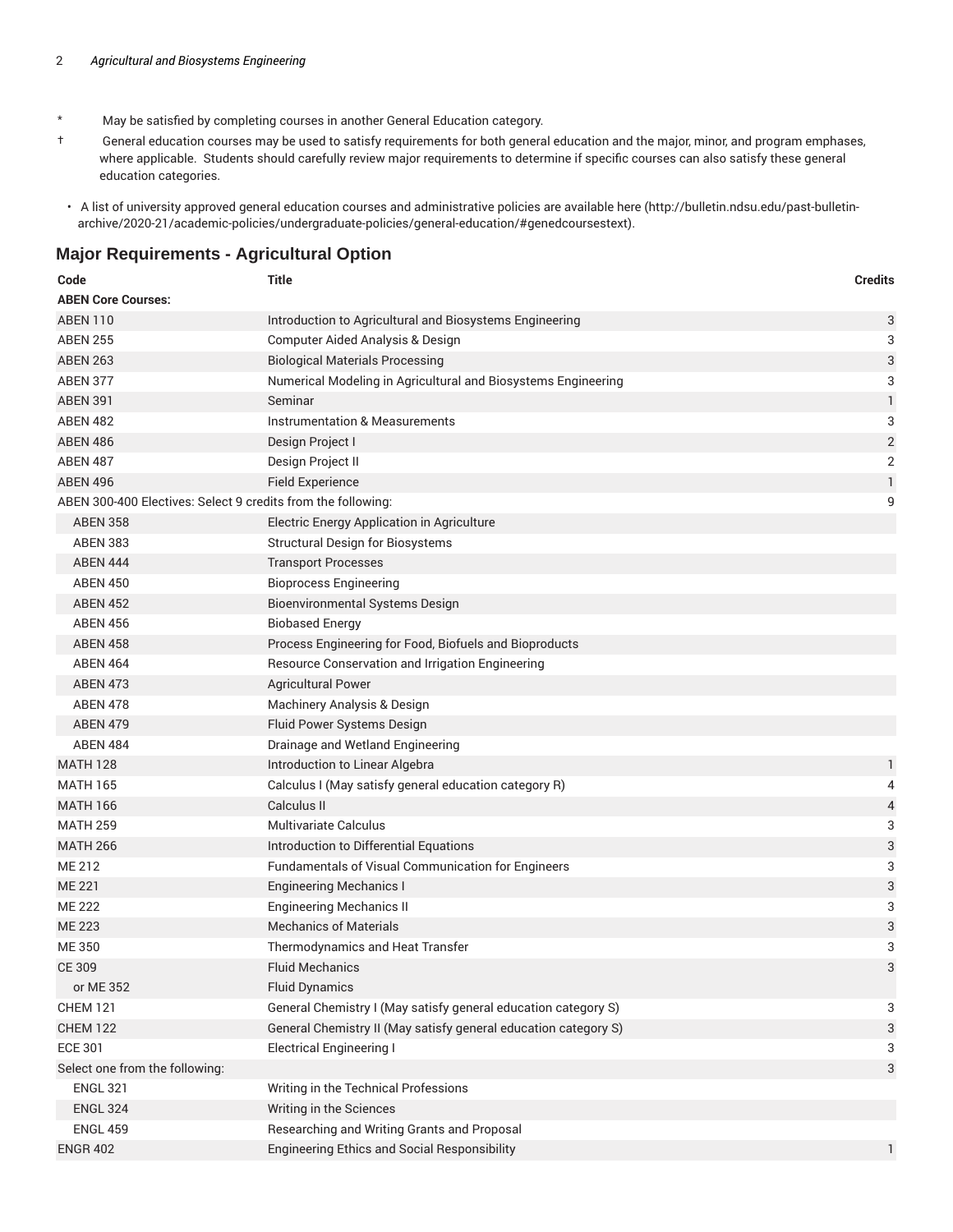\* May be satisfied by completing courses in another General Education category.

† General education courses may be used to satisfy requirements for both general education and the major, minor, and program emphases, where applicable. Students should carefully review major requirements to determine if specific courses can also satisfy these general education categories.

- A list of university approved general education courses and administrative policies are available here (http://bulletin.ndsu.edu/past-bulletin-archive/2020-21/academic-policies/undergraduate-policies/general-education/#genedcoursestext).

## Major Requirements - Agricultural Option

| Code | Title | Credits |
|---|---|---|
| **ABEN Core Courses:** | | |
| ABEN 110 | Introduction to Agricultural and Biosystems Engineering | 3 |
| ABEN 255 | Computer Aided Analysis & Design | 3 |
| ABEN 263 | Biological Materials Processing | 3 |
| ABEN 377 | Numerical Modeling in Agricultural and Biosystems Engineering | 3 |
| ABEN 391 | Seminar | 1 |
| ABEN 482 | Instrumentation & Measurements | 3 |
| ABEN 486 | Design Project I | 2 |
| ABEN 487 | Design Project II | 2 |
| ABEN 496 | Field Experience | 1 |
| ABEN 300-400 Electives: Select 9 credits from the following: | | 9 |
| ABEN 358 | Electric Energy Application in Agriculture | |
| ABEN 383 | Structural Design for Biosystems | |
| ABEN 444 | Transport Processes | |
| ABEN 450 | Bioprocess Engineering | |
| ABEN 452 | Bioenvironmental Systems Design | |
| ABEN 456 | Biobased Energy | |
| ABEN 458 | Process Engineering for Food, Biofuels and Bioproducts | |
| ABEN 464 | Resource Conservation and Irrigation Engineering | |
| ABEN 473 | Agricultural Power | |
| ABEN 478 | Machinery Analysis & Design | |
| ABEN 479 | Fluid Power Systems Design | |
| ABEN 484 | Drainage and Wetland Engineering | |
| MATH 128 | Introduction to Linear Algebra | 1 |
| MATH 165 | Calculus I (May satisfy general education category R) | 4 |
| MATH 166 | Calculus II | 4 |
| MATH 259 | Multivariate Calculus | 3 |
| MATH 266 | Introduction to Differential Equations | 3 |
| ME 212 | Fundamentals of Visual Communication for Engineers | 3 |
| ME 221 | Engineering Mechanics I | 3 |
| ME 222 | Engineering Mechanics II | 3 |
| ME 223 | Mechanics of Materials | 3 |
| ME 350 | Thermodynamics and Heat Transfer | 3 |
| CE 309 | Fluid Mechanics | 3 |
| or ME 352 | Fluid Dynamics | |
| CHEM 121 | General Chemistry I (May satisfy general education category S) | 3 |
| CHEM 122 | General Chemistry II (May satisfy general education category S) | 3 |
| ECE 301 | Electrical Engineering I | 3 |
| Select one from the following: | | 3 |
| ENGL 321 | Writing in the Technical Professions | |
| ENGL 324 | Writing in the Sciences | |
| ENGL 459 | Researching and Writing Grants and Proposal | |
| ENGR 402 | Engineering Ethics and Social Responsibility | 1 |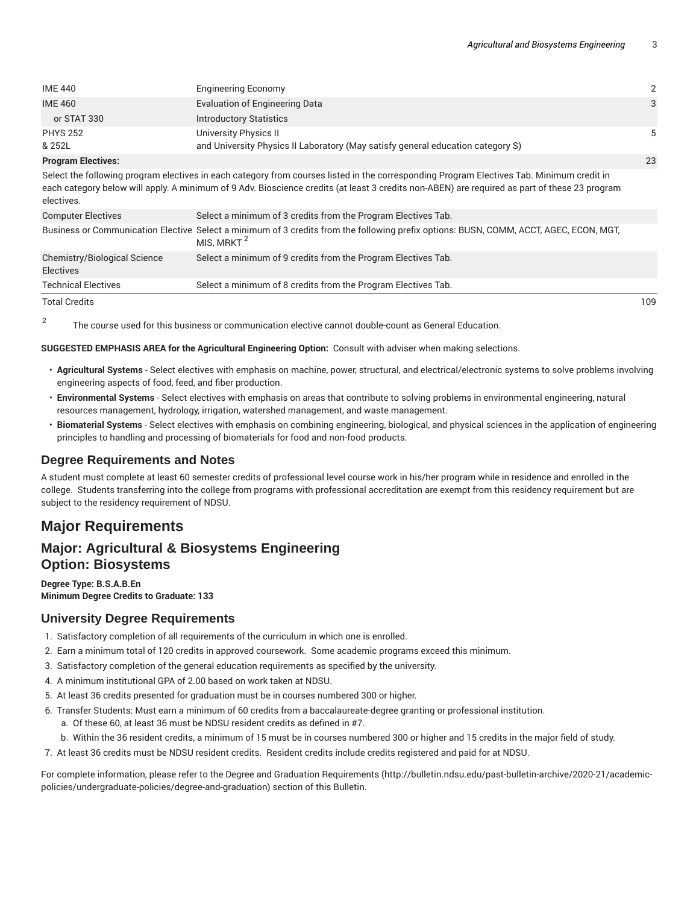| | | |
|---|---|---|
| IME 440 | Engineering Economy | 2 |
| IME 460 | Evaluation of Engineering Data | 3 |
| or STAT 330 | Introductory Statistics | |
| PHYS 252 & 252L | University Physics II and University Physics II Laboratory (May satisfy general education category S) | 5 |
| **Program Electives:** | | 23 |
| Select the following program electives in each category from courses listed in the corresponding Program Electives Tab. Minimum credit in each category below will apply. A minimum of 9 Adv. Bioscience credits (at least 3 credits non-ABEN) are required as part of these 23 program electives. | | |
| Computer Electives | Select a minimum of 3 credits from the Program Electives Tab. | |
| Business or Communication Elective | Select a minimum of 3 credits from the following prefix options: BUSN, COMM, ACCT, AGEC, ECON, MGT, MIS, MRKT [2] | |
| Chemistry/Biological Science Electives | Select a minimum of 9 credits from the Program Electives Tab. | |
| Technical Electives | Select a minimum of 8 credits from the Program Electives Tab. | |
| Total Credits | | 109 |

[2] The course used for this business or communication elective cannot double-count as General Education.

**SUGGESTED EMPHASIS AREA for the Agricultural Engineering Option:** Consult with adviser when making selections.

- **Agricultural Systems** - Select electives with emphasis on machine, power, structural, and electrical/electronic systems to solve problems involving engineering aspects of food, feed, and fiber production.
- **Environmental Systems** - Select electives with emphasis on areas that contribute to solving problems in environmental engineering, natural resources management, hydrology, irrigation, watershed management, and waste management.
- **Biomaterial Systems** - Select electives with emphasis on combining engineering, biological, and physical sciences in the application of engineering principles to handling and processing of biomaterials for food and non-food products.

### Degree Requirements and Notes

A student must complete at least 60 semester credits of professional level course work in his/her program while in residence and enrolled in the college. Students transferring into the college from programs with professional accreditation are exempt from this residency requirement but are subject to the residency requirement of NDSU.

## Major Requirements

### Major: Agricultural & Biosystems Engineering
### Option: Biosystems

**Degree Type: B.S.A.B.En**
**Minimum Degree Credits to Graduate: 133**

### University Degree Requirements

1. Satisfactory completion of all requirements of the curriculum in which one is enrolled.
2. Earn a minimum total of 120 credits in approved coursework. Some academic programs exceed this minimum.
3. Satisfactory completion of the general education requirements as specified by the university.
4. A minimum institutional GPA of 2.00 based on work taken at NDSU.
5. At least 36 credits presented for graduation must be in courses numbered 300 or higher.
6. Transfer Students: Must earn a minimum of 60 credits from a baccalaureate-degree granting or professional institution.
   a. Of these 60, at least 36 must be NDSU resident credits as defined in #7.
   b. Within the 36 resident credits, a minimum of 15 must be in courses numbered 300 or higher and 15 credits in the major field of study.
7. At least 36 credits must be NDSU resident credits. Resident credits include credits registered and paid for at NDSU.

For complete information, please refer to the Degree and Graduation Requirements (http://bulletin.ndsu.edu/past-bulletin-archive/2020-21/academic-policies/undergraduate-policies/degree-and-graduation) section of this Bulletin.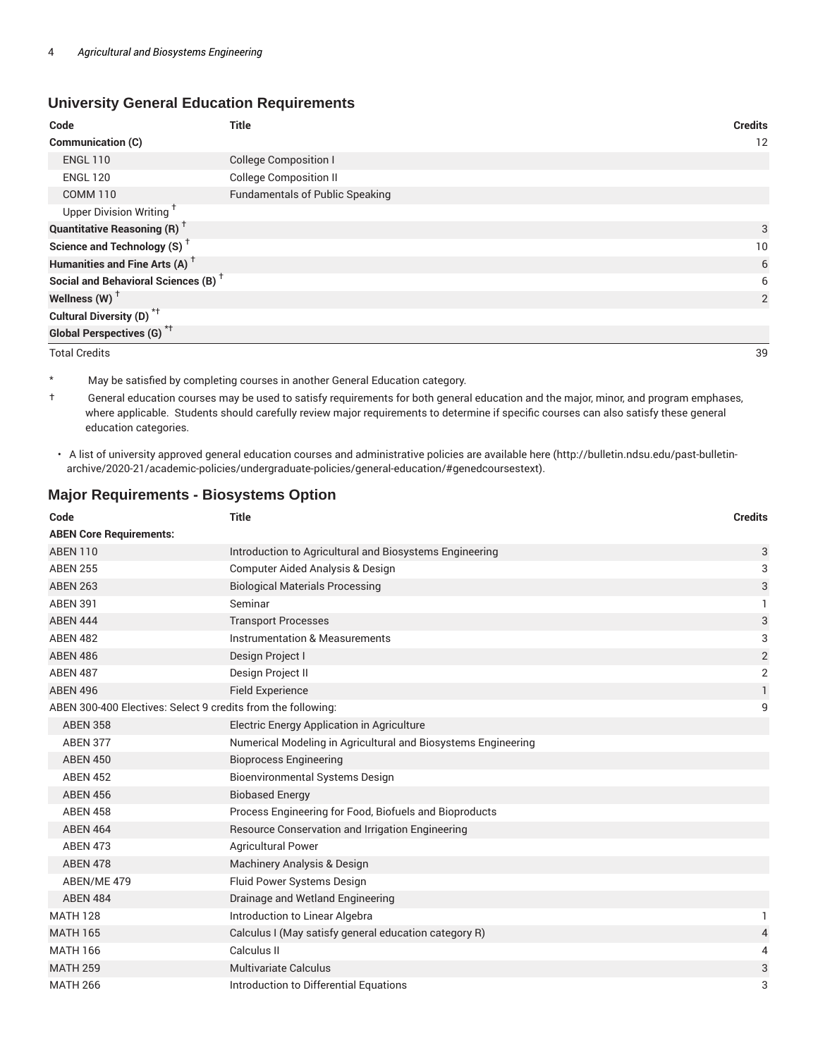## University General Education Requirements

| Code | Title | Credits |
|---|---|---|
| **Communication (C)** | | 12 |
| ENGL 110 | College Composition I | |
| ENGL 120 | College Composition II | |
| COMM 110 | Fundamentals of Public Speaking | |
| Upper Division Writing † | | |
| **Quantitative Reasoning (R) †** | | 3 |
| **Science and Technology (S) †** | | 10 |
| **Humanities and Fine Arts (A) †** | | 6 |
| **Social and Behavioral Sciences (B) †** | | 6 |
| **Wellness (W) †** | | 2 |
| **Cultural Diversity (D) *†** | | |
| **Global Perspectives (G) *†** | | |
| Total Credits | | 39 |

\* May be satisfied by completing courses in another General Education category.

† General education courses may be used to satisfy requirements for both general education and the major, minor, and program emphases, where applicable. Students should carefully review major requirements to determine if specific courses can also satisfy these general education categories.

- A list of university approved general education courses and administrative policies are available here (http://bulletin.ndsu.edu/past-bulletin-archive/2020-21/academic-policies/undergraduate-policies/general-education/#genedcoursestext).

## Major Requirements - Biosystems Option

| Code | Title | Credits |
|---|---|---|
| **ABEN Core Requirements:** | | |
| ABEN 110 | Introduction to Agricultural and Biosystems Engineering | 3 |
| ABEN 255 | Computer Aided Analysis & Design | 3 |
| ABEN 263 | Biological Materials Processing | 3 |
| ABEN 391 | Seminar | 1 |
| ABEN 444 | Transport Processes | 3 |
| ABEN 482 | Instrumentation & Measurements | 3 |
| ABEN 486 | Design Project I | 2 |
| ABEN 487 | Design Project II | 2 |
| ABEN 496 | Field Experience | 1 |
| ABEN 300-400 Electives: Select 9 credits from the following: | | 9 |
| ABEN 358 | Electric Energy Application in Agriculture | |
| ABEN 377 | Numerical Modeling in Agricultural and Biosystems Engineering | |
| ABEN 450 | Bioprocess Engineering | |
| ABEN 452 | Bioenvironmental Systems Design | |
| ABEN 456 | Biobased Energy | |
| ABEN 458 | Process Engineering for Food, Biofuels and Bioproducts | |
| ABEN 464 | Resource Conservation and Irrigation Engineering | |
| ABEN 473 | Agricultural Power | |
| ABEN 478 | Machinery Analysis & Design | |
| ABEN/ME 479 | Fluid Power Systems Design | |
| ABEN 484 | Drainage and Wetland Engineering | |
| MATH 128 | Introduction to Linear Algebra | 1 |
| MATH 165 | Calculus I (May satisfy general education category R) | 4 |
| MATH 166 | Calculus II | 4 |
| MATH 259 | Multivariate Calculus | 3 |
| MATH 266 | Introduction to Differential Equations | 3 |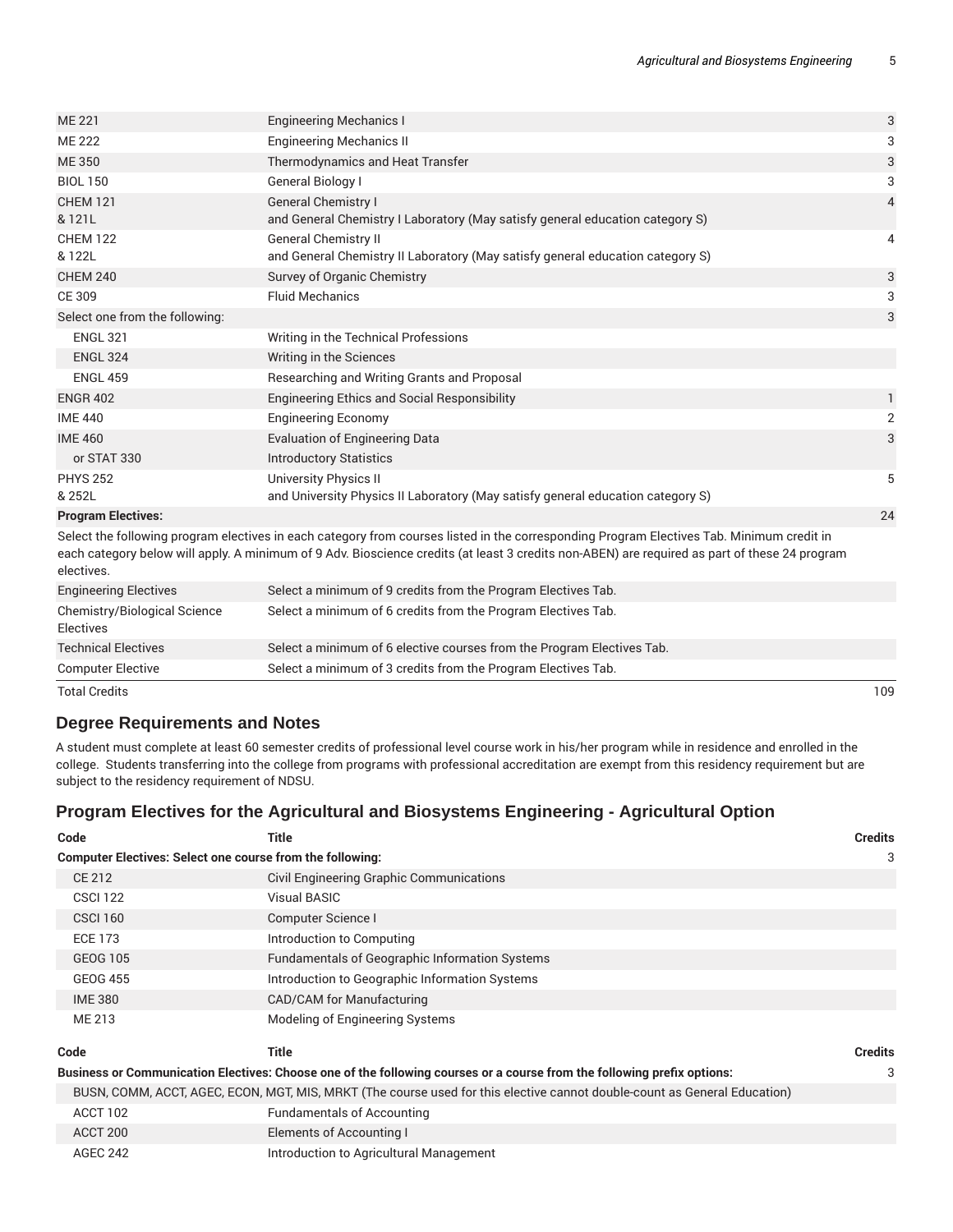| | | |
|---|---|---|
| ME 221 | Engineering Mechanics I | 3 |
| ME 222 | Engineering Mechanics II | 3 |
| ME 350 | Thermodynamics and Heat Transfer | 3 |
| BIOL 150 | General Biology I | 3 |
| CHEM 121 & 121L | General Chemistry I and General Chemistry I Laboratory (May satisfy general education category S) | 4 |
| CHEM 122 & 122L | General Chemistry II and General Chemistry II Laboratory (May satisfy general education category S) | 4 |
| CHEM 240 | Survey of Organic Chemistry | 3 |
| CE 309 | Fluid Mechanics | 3 |
| Select one from the following: | | 3 |
| ENGL 321 | Writing in the Technical Professions | |
| ENGL 324 | Writing in the Sciences | |
| ENGL 459 | Researching and Writing Grants and Proposal | |
| ENGR 402 | Engineering Ethics and Social Responsibility | 1 |
| IME 440 | Engineering Economy | 2 |
| IME 460 | Evaluation of Engineering Data | 3 |
| or STAT 330 | Introductory Statistics | |
| PHYS 252 & 252L | University Physics II and University Physics II Laboratory (May satisfy general education category S) | 5 |
| **Program Electives:** | | 24 |
| Select the following program electives in each category from courses listed in the corresponding Program Electives Tab. Minimum credit in each category below will apply. A minimum of 9 Adv. Bioscience credits (at least 3 credits non-ABEN) are required as part of these 24 program electives. | | |
| Engineering Electives | Select a minimum of 9 credits from the Program Electives Tab. | |
| Chemistry/Biological Science Electives | Select a minimum of 6 credits from the Program Electives Tab. | |
| Technical Electives | Select a minimum of 6 elective courses from the Program Electives Tab. | |
| Computer Elective | Select a minimum of 3 credits from the Program Electives Tab. | |
| Total Credits | | 109 |

## Degree Requirements and Notes

A student must complete at least 60 semester credits of professional level course work in his/her program while in residence and enrolled in the college. Students transferring into the college from programs with professional accreditation are exempt from this residency requirement but are subject to the residency requirement of NDSU.

## Program Electives for the Agricultural and Biosystems Engineering - Agricultural Option

| Code | Title | Credits |
|---|---|---|
| **Computer Electives: Select one course from the following:** | | 3 |
| CE 212 | Civil Engineering Graphic Communications | |
| CSCI 122 | Visual BASIC | |
| CSCI 160 | Computer Science I | |
| ECE 173 | Introduction to Computing | |
| GEOG 105 | Fundamentals of Geographic Information Systems | |
| GEOG 455 | Introduction to Geographic Information Systems | |
| IME 380 | CAD/CAM for Manufacturing | |
| ME 213 | Modeling of Engineering Systems | |

| Code | Title | Credits |
|---|---|---|
| **Business or Communication Electives: Choose one of the following courses or a course from the following prefix options:** | | 3 |
| BUSN, COMM, ACCT, AGEC, ECON, MGT, MIS, MRKT (The course used for this elective cannot double-count as General Education) | | |
| ACCT 102 | Fundamentals of Accounting | |
| ACCT 200 | Elements of Accounting I | |
| AGEC 242 | Introduction to Agricultural Management | |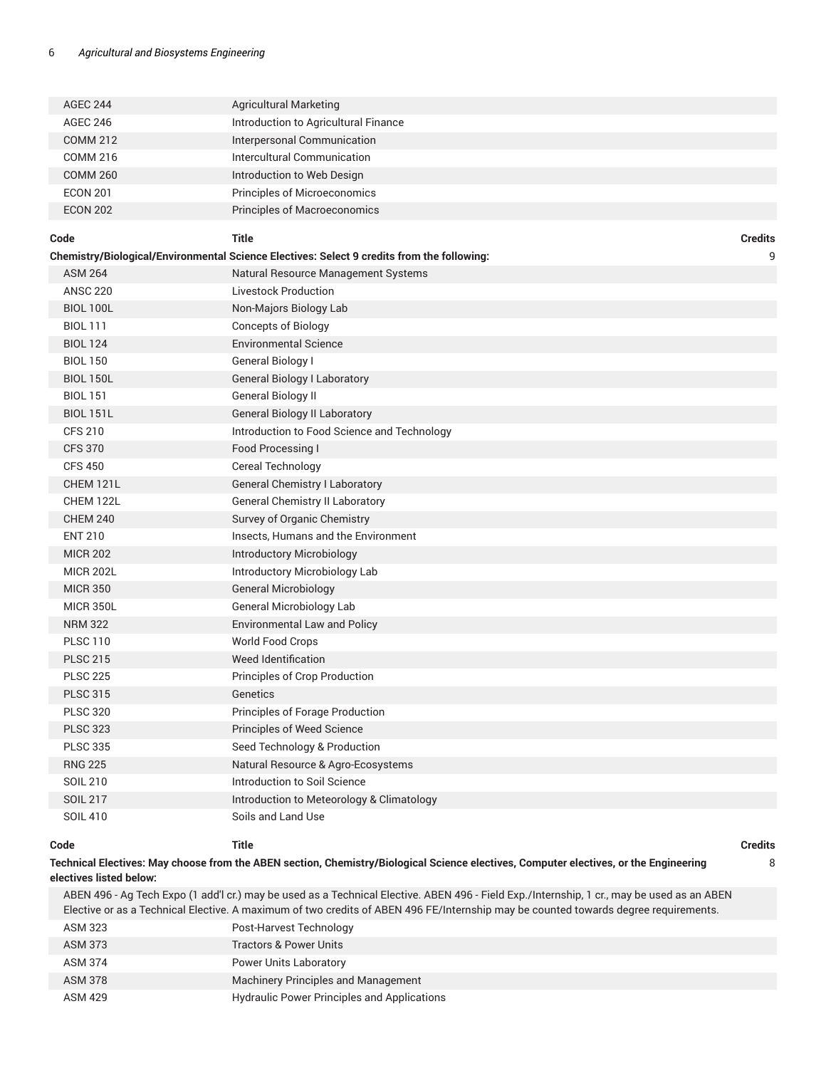| | | |
|---|---|---|
| AGEC 244 | Agricultural Marketing | |
| AGEC 246 | Introduction to Agricultural Finance | |
| COMM 212 | Interpersonal Communication | |
| COMM 216 | Intercultural Communication | |
| COMM 260 | Introduction to Web Design | |
| ECON 201 | Principles of Microeconomics | |
| ECON 202 | Principles of Macroeconomics | |

| Code | Title | Credits |
|---|---|---|
| **Chemistry/Biological/Environmental Science Electives: Select 9 credits from the following:** | | 9 |
| ASM 264 | Natural Resource Management Systems | |
| ANSC 220 | Livestock Production | |
| BIOL 100L | Non-Majors Biology Lab | |
| BIOL 111 | Concepts of Biology | |
| BIOL 124 | Environmental Science | |
| BIOL 150 | General Biology I | |
| BIOL 150L | General Biology I Laboratory | |
| BIOL 151 | General Biology II | |
| BIOL 151L | General Biology II Laboratory | |
| CFS 210 | Introduction to Food Science and Technology | |
| CFS 370 | Food Processing I | |
| CFS 450 | Cereal Technology | |
| CHEM 121L | General Chemistry I Laboratory | |
| CHEM 122L | General Chemistry II Laboratory | |
| CHEM 240 | Survey of Organic Chemistry | |
| ENT 210 | Insects, Humans and the Environment | |
| MICR 202 | Introductory Microbiology | |
| MICR 202L | Introductory Microbiology Lab | |
| MICR 350 | General Microbiology | |
| MICR 350L | General Microbiology Lab | |
| NRM 322 | Environmental Law and Policy | |
| PLSC 110 | World Food Crops | |
| PLSC 215 | Weed Identification | |
| PLSC 225 | Principles of Crop Production | |
| PLSC 315 | Genetics | |
| PLSC 320 | Principles of Forage Production | |
| PLSC 323 | Principles of Weed Science | |
| PLSC 335 | Seed Technology & Production | |
| RNG 225 | Natural Resource & Agro-Ecosystems | |
| SOIL 210 | Introduction to Soil Science | |
| SOIL 217 | Introduction to Meteorology & Climatology | |
| SOIL 410 | Soils and Land Use | |

| Code | Title | Credits |
|---|---|---|
| **Technical Electives: May choose from the ABEN section, Chemistry/Biological Science electives, Computer electives, or the Engineering electives listed below:** | | 8 |
| ABEN 496 - Ag Tech Expo (1 add'l cr.) may be used as a Technical Elective. ABEN 496 - Field Exp./Internship, 1 cr., may be used as an ABEN Elective or as a Technical Elective. A maximum of two credits of ABEN 496 FE/Internship may be counted towards degree requirements. | | |
| ASM 323 | Post-Harvest Technology | |
| ASM 373 | Tractors & Power Units | |
| ASM 374 | Power Units Laboratory | |
| ASM 378 | Machinery Principles and Management | |
| ASM 429 | Hydraulic Power Principles and Applications | |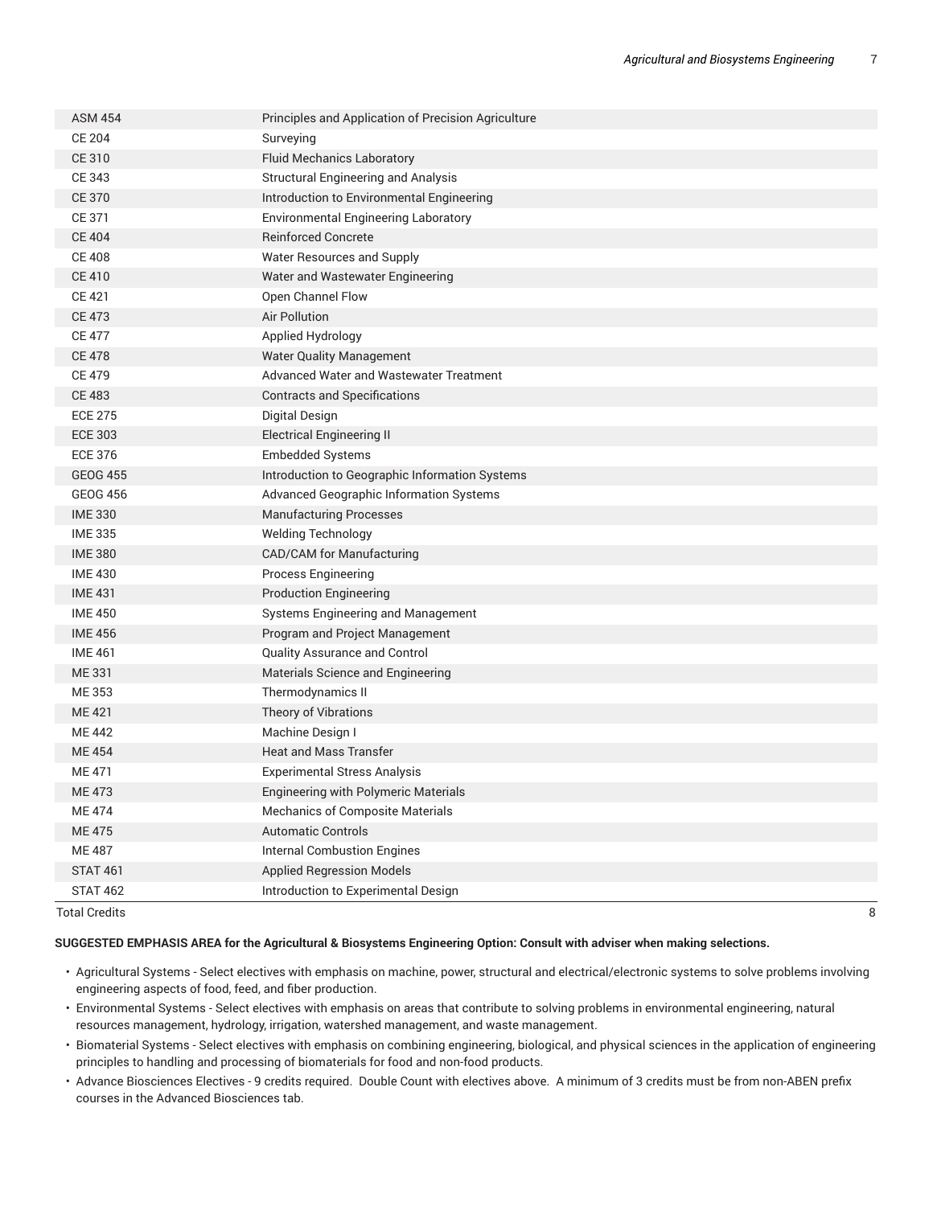| | | |
|---|---|---|
| ASM 454 | Principles and Application of Precision Agriculture | |
| CE 204 | Surveying | |
| CE 310 | Fluid Mechanics Laboratory | |
| CE 343 | Structural Engineering and Analysis | |
| CE 370 | Introduction to Environmental Engineering | |
| CE 371 | Environmental Engineering Laboratory | |
| CE 404 | Reinforced Concrete | |
| CE 408 | Water Resources and Supply | |
| CE 410 | Water and Wastewater Engineering | |
| CE 421 | Open Channel Flow | |
| CE 473 | Air Pollution | |
| CE 477 | Applied Hydrology | |
| CE 478 | Water Quality Management | |
| CE 479 | Advanced Water and Wastewater Treatment | |
| CE 483 | Contracts and Specifications | |
| ECE 275 | Digital Design | |
| ECE 303 | Electrical Engineering II | |
| ECE 376 | Embedded Systems | |
| GEOG 455 | Introduction to Geographic Information Systems | |
| GEOG 456 | Advanced Geographic Information Systems | |
| IME 330 | Manufacturing Processes | |
| IME 335 | Welding Technology | |
| IME 380 | CAD/CAM for Manufacturing | |
| IME 430 | Process Engineering | |
| IME 431 | Production Engineering | |
| IME 450 | Systems Engineering and Management | |
| IME 456 | Program and Project Management | |
| IME 461 | Quality Assurance and Control | |
| ME 331 | Materials Science and Engineering | |
| ME 353 | Thermodynamics II | |
| ME 421 | Theory of Vibrations | |
| ME 442 | Machine Design I | |
| ME 454 | Heat and Mass Transfer | |
| ME 471 | Experimental Stress Analysis | |
| ME 473 | Engineering with Polymeric Materials | |
| ME 474 | Mechanics of Composite Materials | |
| ME 475 | Automatic Controls | |
| ME 487 | Internal Combustion Engines | |
| STAT 461 | Applied Regression Models | |
| STAT 462 | Introduction to Experimental Design | |
| Total Credits | | 8 |

**SUGGESTED EMPHASIS AREA for the Agricultural & Biosystems Engineering Option: Consult with adviser when making selections.**

- Agricultural Systems - Select electives with emphasis on machine, power, structural and electrical/electronic systems to solve problems involving engineering aspects of food, feed, and fiber production.
- Environmental Systems - Select electives with emphasis on areas that contribute to solving problems in environmental engineering, natural resources management, hydrology, irrigation, watershed management, and waste management.
- Biomaterial Systems - Select electives with emphasis on combining engineering, biological, and physical sciences in the application of engineering principles to handling and processing of biomaterials for food and non-food products.
- Advance Biosciences Electives - 9 credits required. Double Count with electives above. A minimum of 3 credits must be from non-ABEN prefix courses in the Advanced Biosciences tab.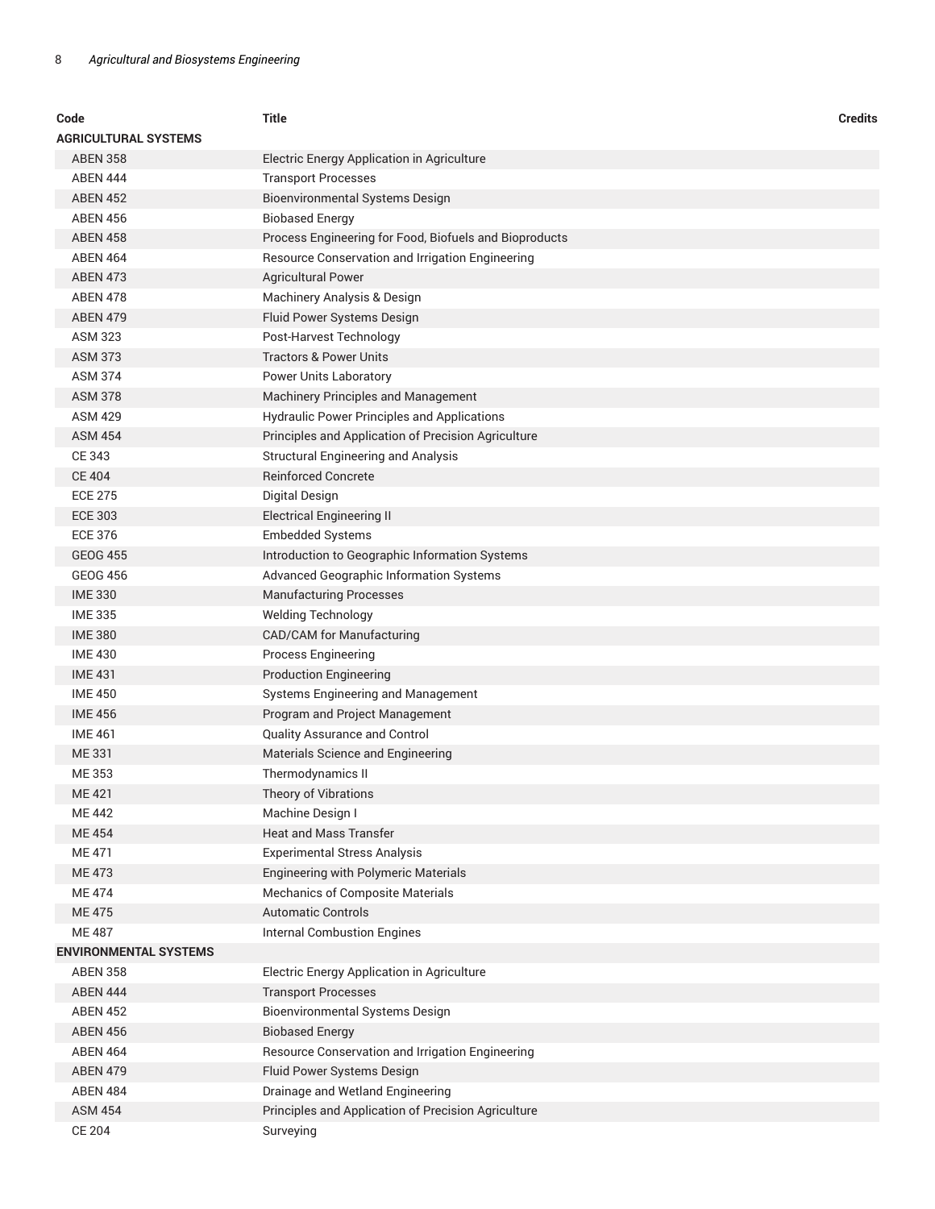| Code | Title | Credits |
| --- | --- | --- |
| **AGRICULTURAL SYSTEMS** | | |
| ABEN 358 | Electric Energy Application in Agriculture | |
| ABEN 444 | Transport Processes | |
| ABEN 452 | Bioenvironmental Systems Design | |
| ABEN 456 | Biobased Energy | |
| ABEN 458 | Process Engineering for Food, Biofuels and Bioproducts | |
| ABEN 464 | Resource Conservation and Irrigation Engineering | |
| ABEN 473 | Agricultural Power | |
| ABEN 478 | Machinery Analysis & Design | |
| ABEN 479 | Fluid Power Systems Design | |
| ASM 323 | Post-Harvest Technology | |
| ASM 373 | Tractors & Power Units | |
| ASM 374 | Power Units Laboratory | |
| ASM 378 | Machinery Principles and Management | |
| ASM 429 | Hydraulic Power Principles and Applications | |
| ASM 454 | Principles and Application of Precision Agriculture | |
| CE 343 | Structural Engineering and Analysis | |
| CE 404 | Reinforced Concrete | |
| ECE 275 | Digital Design | |
| ECE 303 | Electrical Engineering II | |
| ECE 376 | Embedded Systems | |
| GEOG 455 | Introduction to Geographic Information Systems | |
| GEOG 456 | Advanced Geographic Information Systems | |
| IME 330 | Manufacturing Processes | |
| IME 335 | Welding Technology | |
| IME 380 | CAD/CAM for Manufacturing | |
| IME 430 | Process Engineering | |
| IME 431 | Production Engineering | |
| IME 450 | Systems Engineering and Management | |
| IME 456 | Program and Project Management | |
| IME 461 | Quality Assurance and Control | |
| ME 331 | Materials Science and Engineering | |
| ME 353 | Thermodynamics II | |
| ME 421 | Theory of Vibrations | |
| ME 442 | Machine Design I | |
| ME 454 | Heat and Mass Transfer | |
| ME 471 | Experimental Stress Analysis | |
| ME 473 | Engineering with Polymeric Materials | |
| ME 474 | Mechanics of Composite Materials | |
| ME 475 | Automatic Controls | |
| ME 487 | Internal Combustion Engines | |
| **ENVIRONMENTAL SYSTEMS** | | |
| ABEN 358 | Electric Energy Application in Agriculture | |
| ABEN 444 | Transport Processes | |
| ABEN 452 | Bioenvironmental Systems Design | |
| ABEN 456 | Biobased Energy | |
| ABEN 464 | Resource Conservation and Irrigation Engineering | |
| ABEN 479 | Fluid Power Systems Design | |
| ABEN 484 | Drainage and Wetland Engineering | |
| ASM 454 | Principles and Application of Precision Agriculture | |
| CE 204 | Surveying | |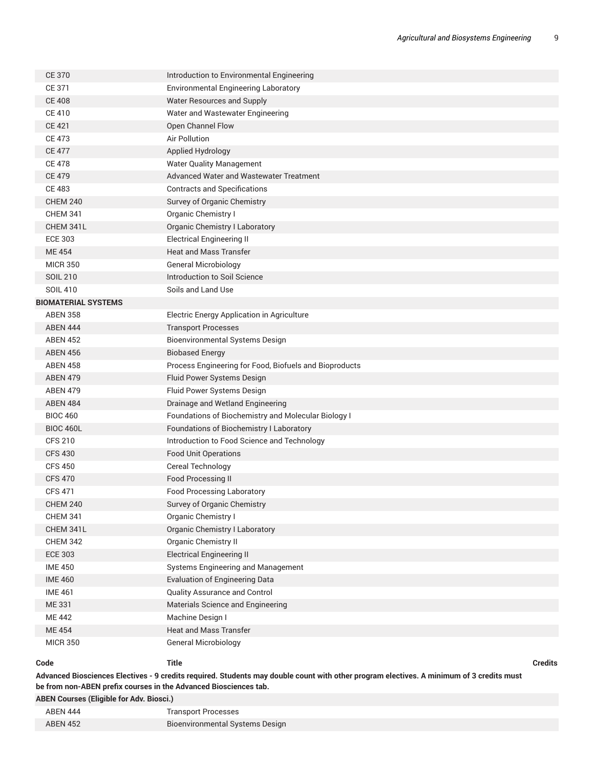| | | |
|---|---|---|
| CE 370 | Introduction to Environmental Engineering | |
| CE 371 | Environmental Engineering Laboratory | |
| CE 408 | Water Resources and Supply | |
| CE 410 | Water and Wastewater Engineering | |
| CE 421 | Open Channel Flow | |
| CE 473 | Air Pollution | |
| CE 477 | Applied Hydrology | |
| CE 478 | Water Quality Management | |
| CE 479 | Advanced Water and Wastewater Treatment | |
| CE 483 | Contracts and Specifications | |
| CHEM 240 | Survey of Organic Chemistry | |
| CHEM 341 | Organic Chemistry I | |
| CHEM 341L | Organic Chemistry I Laboratory | |
| ECE 303 | Electrical Engineering II | |
| ME 454 | Heat and Mass Transfer | |
| MICR 350 | General Microbiology | |
| SOIL 210 | Introduction to Soil Science | |
| SOIL 410 | Soils and Land Use | |
| **BIOMATERIAL SYSTEMS** | | |
| ABEN 358 | Electric Energy Application in Agriculture | |
| ABEN 444 | Transport Processes | |
| ABEN 452 | Bioenvironmental Systems Design | |
| ABEN 456 | Biobased Energy | |
| ABEN 458 | Process Engineering for Food, Biofuels and Bioproducts | |
| ABEN 479 | Fluid Power Systems Design | |
| ABEN 479 | Fluid Power Systems Design | |
| ABEN 484 | Drainage and Wetland Engineering | |
| BIOC 460 | Foundations of Biochemistry and Molecular Biology I | |
| BIOC 460L | Foundations of Biochemistry I Laboratory | |
| CFS 210 | Introduction to Food Science and Technology | |
| CFS 430 | Food Unit Operations | |
| CFS 450 | Cereal Technology | |
| CFS 470 | Food Processing II | |
| CFS 471 | Food Processing Laboratory | |
| CHEM 240 | Survey of Organic Chemistry | |
| CHEM 341 | Organic Chemistry I | |
| CHEM 341L | Organic Chemistry I Laboratory | |
| CHEM 342 | Organic Chemistry II | |
| ECE 303 | Electrical Engineering II | |
| IME 450 | Systems Engineering and Management | |
| IME 460 | Evaluation of Engineering Data | |
| IME 461 | Quality Assurance and Control | |
| ME 331 | Materials Science and Engineering | |
| ME 442 | Machine Design I | |
| ME 454 | Heat and Mass Transfer | |
| MICR 350 | General Microbiology | |

| Code | Title | Credits |
|---|---|---|
| **Advanced Biosciences Electives - 9 credits required. Students may double count with other program electives. A minimum of 3 credits must be from non-ABEN prefix courses in the Advanced Biosciences tab.** | | |
| **ABEN Courses (Eligible for Adv. Biosci.)** | | |
| ABEN 444 | Transport Processes | |
| ABEN 452 | Bioenvironmental Systems Design | |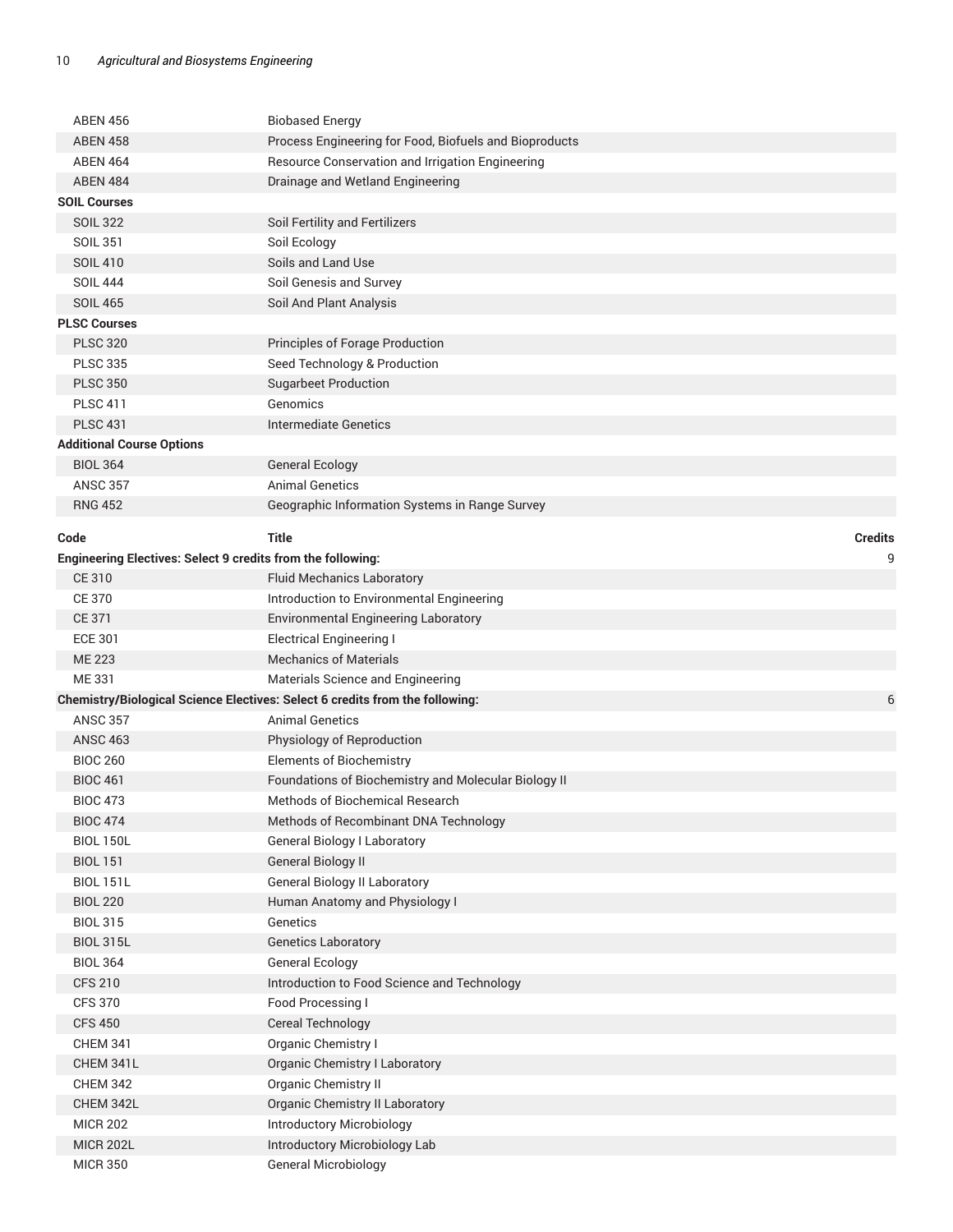| | | |
|---|---|---|
| ABEN 456 | Biobased Energy | |
| ABEN 458 | Process Engineering for Food, Biofuels and Bioproducts | |
| ABEN 464 | Resource Conservation and Irrigation Engineering | |
| ABEN 484 | Drainage and Wetland Engineering | |
| **SOIL Courses** | | |
| SOIL 322 | Soil Fertility and Fertilizers | |
| SOIL 351 | Soil Ecology | |
| SOIL 410 | Soils and Land Use | |
| SOIL 444 | Soil Genesis and Survey | |
| SOIL 465 | Soil And Plant Analysis | |
| **PLSC Courses** | | |
| PLSC 320 | Principles of Forage Production | |
| PLSC 335 | Seed Technology & Production | |
| PLSC 350 | Sugarbeet Production | |
| PLSC 411 | Genomics | |
| PLSC 431 | Intermediate Genetics | |
| **Additional Course Options** | | |
| BIOL 364 | General Ecology | |
| ANSC 357 | Animal Genetics | |
| RNG 452 | Geographic Information Systems in Range Survey | |

| Code | Title | Credits |
|---|---|---|
| **Engineering Electives: Select 9 credits from the following:** | | 9 |
| CE 310 | Fluid Mechanics Laboratory | |
| CE 370 | Introduction to Environmental Engineering | |
| CE 371 | Environmental Engineering Laboratory | |
| ECE 301 | Electrical Engineering I | |
| ME 223 | Mechanics of Materials | |
| ME 331 | Materials Science and Engineering | |
| **Chemistry/Biological Science Electives: Select 6 credits from the following:** | | 6 |
| ANSC 357 | Animal Genetics | |
| ANSC 463 | Physiology of Reproduction | |
| BIOC 260 | Elements of Biochemistry | |
| BIOC 461 | Foundations of Biochemistry and Molecular Biology II | |
| BIOC 473 | Methods of Biochemical Research | |
| BIOC 474 | Methods of Recombinant DNA Technology | |
| BIOL 150L | General Biology I Laboratory | |
| BIOL 151 | General Biology II | |
| BIOL 151L | General Biology II Laboratory | |
| BIOL 220 | Human Anatomy and Physiology I | |
| BIOL 315 | Genetics | |
| BIOL 315L | Genetics Laboratory | |
| BIOL 364 | General Ecology | |
| CFS 210 | Introduction to Food Science and Technology | |
| CFS 370 | Food Processing I | |
| CFS 450 | Cereal Technology | |
| CHEM 341 | Organic Chemistry I | |
| CHEM 341L | Organic Chemistry I Laboratory | |
| CHEM 342 | Organic Chemistry II | |
| CHEM 342L | Organic Chemistry II Laboratory | |
| MICR 202 | Introductory Microbiology | |
| MICR 202L | Introductory Microbiology Lab | |
| MICR 350 | General Microbiology | |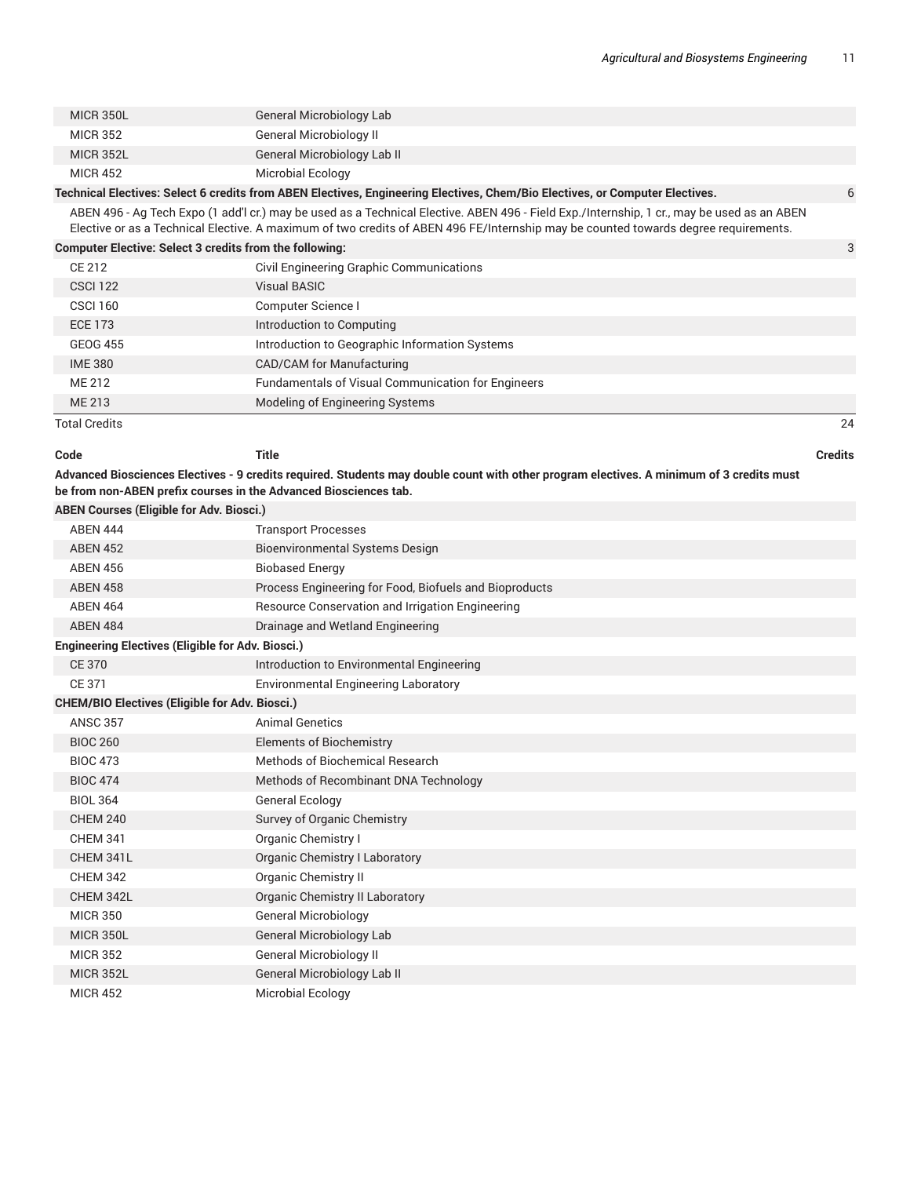| | | |
|---|---|---|
| MICR 350L | General Microbiology Lab | |
| MICR 352 | General Microbiology II | |
| MICR 352L | General Microbiology Lab II | |
| MICR 452 | Microbial Ecology | |
| **Technical Electives: Select 6 credits from ABEN Electives, Engineering Electives, Chem/Bio Electives, or Computer Electives.** | | 6 |
| ABEN 496 - Ag Tech Expo (1 add'l cr.) may be used as a Technical Elective. ABEN 496 - Field Exp./Internship, 1 cr., may be used as an ABEN Elective or as a Technical Elective. A maximum of two credits of ABEN 496 FE/Internship may be counted towards degree requirements. | | |
| **Computer Elective: Select 3 credits from the following:** | | 3 |
| CE 212 | Civil Engineering Graphic Communications | |
| CSCI 122 | Visual BASIC | |
| CSCI 160 | Computer Science I | |
| ECE 173 | Introduction to Computing | |
| GEOG 455 | Introduction to Geographic Information Systems | |
| IME 380 | CAD/CAM for Manufacturing | |
| ME 212 | Fundamentals of Visual Communication for Engineers | |
| ME 213 | Modeling of Engineering Systems | |
| Total Credits | | 24 |

| Code | Title | Credits |
|---|---|---|
| **Advanced Biosciences Electives - 9 credits required. Students may double count with other program electives. A minimum of 3 credits must be from non-ABEN prefix courses in the Advanced Biosciences tab.** | | |
| **ABEN Courses (Eligible for Adv. Biosci.)** | | |
| ABEN 444 | Transport Processes | |
| ABEN 452 | Bioenvironmental Systems Design | |
| ABEN 456 | Biobased Energy | |
| ABEN 458 | Process Engineering for Food, Biofuels and Bioproducts | |
| ABEN 464 | Resource Conservation and Irrigation Engineering | |
| ABEN 484 | Drainage and Wetland Engineering | |
| **Engineering Electives (Eligible for Adv. Biosci.)** | | |
| CE 370 | Introduction to Environmental Engineering | |
| CE 371 | Environmental Engineering Laboratory | |
| **CHEM/BIO Electives (Eligible for Adv. Biosci.)** | | |
| ANSC 357 | Animal Genetics | |
| BIOC 260 | Elements of Biochemistry | |
| BIOC 473 | Methods of Biochemical Research | |
| BIOC 474 | Methods of Recombinant DNA Technology | |
| BIOL 364 | General Ecology | |
| CHEM 240 | Survey of Organic Chemistry | |
| CHEM 341 | Organic Chemistry I | |
| CHEM 341L | Organic Chemistry I Laboratory | |
| CHEM 342 | Organic Chemistry II | |
| CHEM 342L | Organic Chemistry II Laboratory | |
| MICR 350 | General Microbiology | |
| MICR 350L | General Microbiology Lab | |
| MICR 352 | General Microbiology II | |
| MICR 352L | General Microbiology Lab II | |
| MICR 452 | Microbial Ecology | |